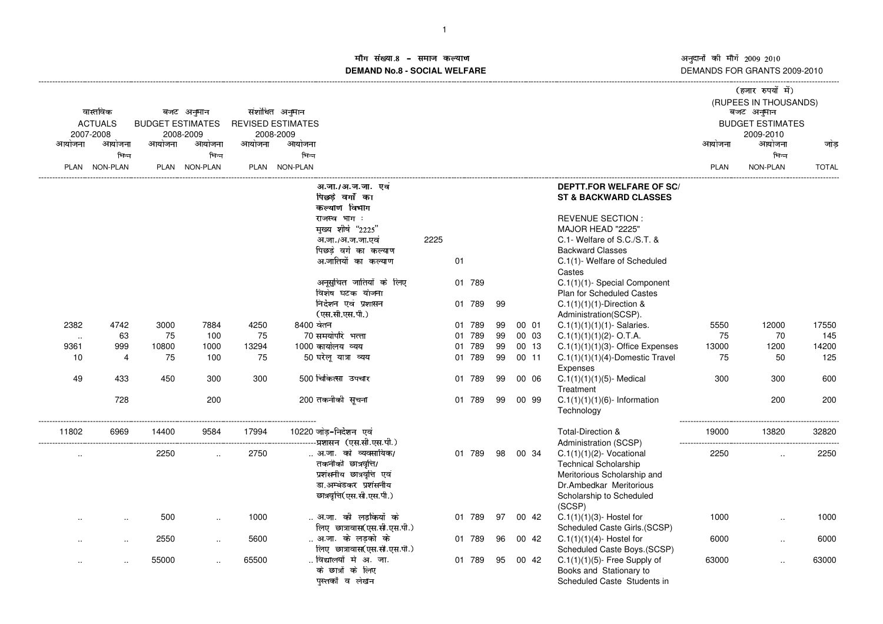मॉग संख्या.8 – समाज कल्याण

**DEMAND No.8 - SOCIAL WELFARE**

अनुदानों की मॉगें 2009 2010

DEMANDS FOR GRANTS 2009-2010

(हजार रुपयों में)
(RUPEES IN THOUSANDS)

| वास्तविक ACTUALS 2007-2008 | | बजट अनुमान BUDGET ESTIMATES 2008-2009 | | संशोधित अनुमान REVISED ESTIMATES 2008-2009 | | | | | | | | | बजट अनुमान BUDGET ESTIMATES 2009-2010 | | |
|---|---|---|---|---|---|---|---|---|---|---|---|---|---|---|---|
| आयोजना PLAN | आयोजना भिन्न NON-PLAN | आयोजना PLAN | आयोजना भिन्न NON-PLAN | आयोजना PLAN | आयोजना भिन्न NON-PLAN | | | | | | | | आयोजना PLAN | आयोजना भिन्न NON-PLAN | जोड़ TOTAL |
| | | | | | | अ.जा./अ.ज.जा. एवं पिछड़े वर्गों का कल्याण विभाग | | | | | | **DEPTT.FOR WELFARE OF SC/ ST & BACKWARD CLASSES** | | | |
| | | | | | | राजस्व भाग : | | | | | | REVENUE SECTION : | | | |
| | | | | | | मुख्य शीर्ष "2225" | | | | | | MAJOR HEAD "2225" | | | |
| | | | | | | अ.जा./अ.ज.जा.एवं पिछड़े वर्ग का कल्याण | 2225 | | | | | C.1- Welfare of S.C./S.T. & Backward Classes | | | |
| | | | | | | अ.जातियों का कल्याण | | 01 | | | | C.1(1)- Welfare of Scheduled Castes | | | |
| | | | | | | अनुसूचित जातियों के लिए विशेष घटक योजना | | 01 | 789 | | | C.1(1)(1)- Special Component Plan for Scheduled Castes | | | |
| | | | | | | निदेशन एवं प्रशासन (एस.सी.एस.पी.) | | 01 | 789 | 99 | | C.1(1)(1)(1)-Direction & Administration(SCSP). | | | |
| 2382 | 4742 | 3000 | 7884 | 4250 | 8400 | वेतन | | 01 | 789 | 99 | 00 01 | C.1(1)(1)(1)(1)- Salaries. | 5550 | 12000 | 17550 |
| .. | 63 | 75 | 100 | 75 | 70 | समयोपरि भत्ता | | 01 | 789 | 99 | 00 03 | C.1(1)(1)(1)(2)- O.T.A. | 75 | 70 | 145 |
| 9361 | 999 | 10800 | 1000 | 13294 | 1000 | कार्यालय व्यय | | 01 | 789 | 99 | 00 13 | C.1(1)(1)(1)(3)- Office Expenses | 13000 | 1200 | 14200 |
| 10 | 4 | 75 | 100 | 75 | 50 | घरेलू यात्रा व्यय | | 01 | 789 | 99 | 00 11 | C.1(1)(1)(1)(4)-Domestic Travel Expenses | 75 | 50 | 125 |
| 49 | 433 | 450 | 300 | 300 | 500 | चिकित्सा उपचार | | 01 | 789 | 99 | 00 06 | C.1(1)(1)(1)(5)- Medical Treatment | 300 | 300 | 600 |
| | 728 | | 200 | | 200 | तकनीकी सूचना | | 01 | 789 | 99 | 00 99 | C.1(1)(1)(1)(6)- Information Technology | | 200 | 200 |
| 11802 | 6969 | 14400 | 9584 | 17994 | 10220 | जोड़-निदेशन एवं प्रशासन (एस.सी.एस.पी.) | | | | | | Total-Direction & Administration (SCSP) | 19000 | 13820 | 32820 |
| .. | | 2250 | .. | 2750 | .. | अ.जा. को व्यवसायिक/ तकनीकी छात्रवृत्ति/ प्रशंसनीय छात्रवृत्ति एवं डा.अम्बेडकर प्रशंसनीय छात्रवृत्ति(एस.सी.एस.पी.) | | 01 | 789 | 98 | 00 34 | C.1(1)(1)(2)- Vocational Technical Scholarship Meritorious Scholarship and Dr.Ambedkar Meritorious Scholarship to Scheduled (SCSP) | 2250 | .. | 2250 |
| .. | .. | 500 | .. | 1000 | .. | अ.जा. की लड़कियों के लिए छात्रावास(एस.सी.एस.पी.) | | 01 | 789 | 97 | 00 42 | C.1(1)(1)(3)- Hostel for Scheduled Caste Girls.(SCSP) | 1000 | .. | 1000 |
| .. | .. | 2550 | .. | 5600 | .. | अ.जा. के लड़को के लिए छात्रावास(एस.सी.एस.पी.) | | 01 | 789 | 96 | 00 42 | C.1(1)(1)(4)- Hostel for Scheduled Caste Boys.(SCSP) | 6000 | .. | 6000 |
| .. | .. | 55000 | .. | 65500 | .. | विद्यालयों मे अ. जा. के छात्रों के लिए पुस्तकों व लेखन | | 01 | 789 | 95 | 00 42 | C.1(1)(1)(5)- Free Supply of Books and Stationary to Scheduled Caste Students in | 63000 | .. | 63000 |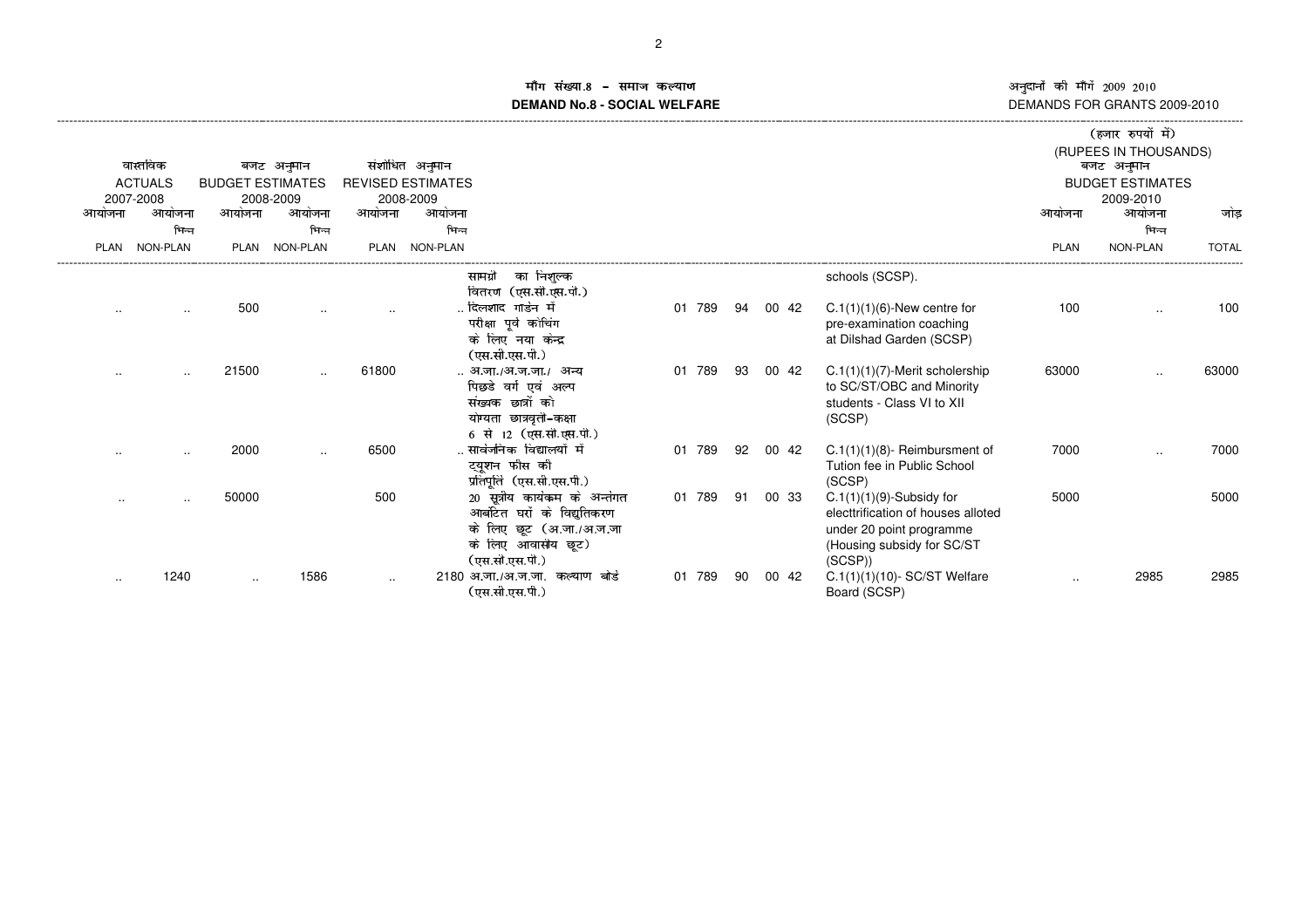# मॉंग संख्या.8 - समाज कल्याण
## DEMAND No.8 - SOCIAL WELFARE

अनुदानों की मॉंगें 2009 2010
DEMANDS FOR GRANTS 2009-2010

(हजार रुपयों में)
(RUPEES IN THOUSANDS)

| वास्तविक ACTUALS 2007-2008 आयोजना PLAN | आयोजना भिन्न NON-PLAN | बजट अनुमान BUDGET ESTIMATES 2008-2009 आयोजना PLAN | आयोजना भिन्न NON-PLAN | संशोधित अनुमान REVISED ESTIMATES 2008-2009 आयोजना PLAN | आयोजना भिन्न NON-PLAN | | | | | | | | बजट अनुमान BUDGET ESTIMATES 2009-2010 आयोजना PLAN | आयोजना भिन्न NON-PLAN | जोड़ TOTAL |
|---|---|---|---|---|---|---|---|---|---|---|---|---|---|---|---|
| | | | | | | सामग्री का निशुल्क वितरण (एस.सी.एस.पी.) | | | | | | schools (SCSP). | | | |
| .. | .. | 500 | .. | .. | .. | दिलशाद गार्डन में परीक्षा पूर्व कोचिंग के लिए नया केन्द्र (एस.सी.एस.पी.) | 01 | 789 | 94 | 00 | 42 | C.1(1)(1)(6)-New centre for pre-examination coaching at Dilshad Garden (SCSP) | 100 | .. | 100 |
| .. | .. | 21500 | .. | 61800 | .. | अ.जा./अ.ज.जा./ अन्य पिछडे वर्ग एवं अल्प संख्यक छात्रों को योग्यता छात्रवृत्ती-कक्षा 6 से 12 (एस.सी.एस.पी.) | 01 | 789 | 93 | 00 | 42 | C.1(1)(1)(7)-Merit scholership to SC/ST/OBC and Minority students - Class VI to XII (SCSP) | 63000 | .. | 63000 |
| .. | .. | 2000 | .. | 6500 | .. | सार्वजनिक विद्यालयों में ट्यूशन फीस की प्रतिपूर्ति (एस.सी.एस.पी.) | 01 | 789 | 92 | 00 | 42 | C.1(1)(1)(8)- Reimbursment of Tution fee in Public School (SCSP) | 7000 | .. | 7000 |
| .. | .. | 50000 | | 500 | | 20 सूत्रीय कार्यक्रम के अन्तर्गत आबंटित घरों के विद्युतिकरण के लिए छूट (अ.जा./अ.ज.जा के लिए आवासीय छूट) (एस.सी.एस.पी.) | 01 | 789 | 91 | 00 | 33 | C.1(1)(1)(9)-Subsidy for electtrification of houses alloted under 20 point programme (Housing subsidy for SC/ST (SCSP)) | 5000 | | 5000 |
| .. | 1240 | .. | 1586 | .. | 2180 | अ.जा./अ.ज.जा. कल्याण बोर्ड (एस.सी.एस.पी.) | 01 | 789 | 90 | 00 | 42 | C.1(1)(1)(10)- SC/ST Welfare Board (SCSP) | .. | 2985 | 2985 |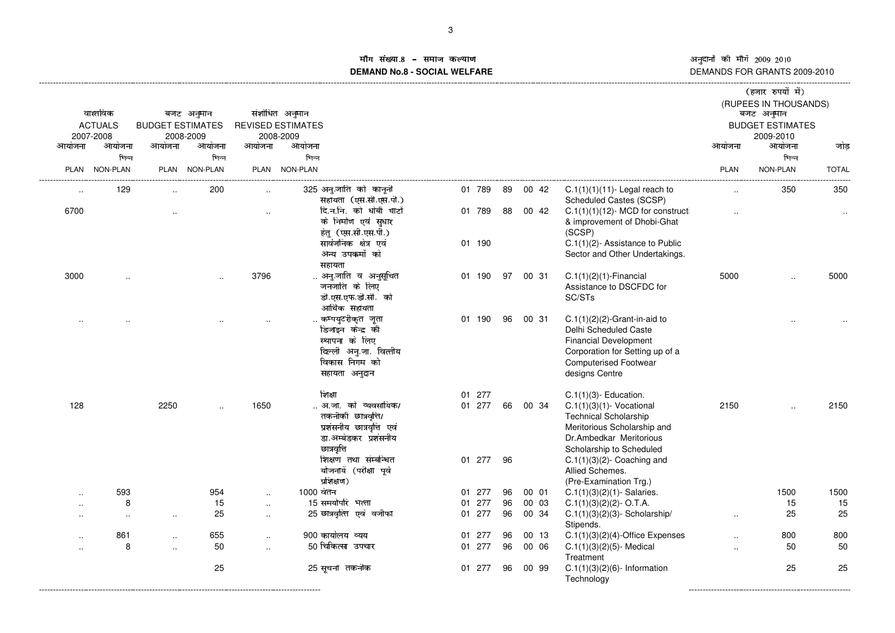**मॉंग संख्या.8 - समाज कल्याण**
**DEMAND No.8 - SOCIAL WELFARE**

अनुदानों की माँगें 2009 2010
DEMANDS FOR GRANTS 2009-2010

(हजार रुपयों में)
(RUPEES IN THOUSANDS)

| वास्तविक ACTUALS 2007-2008 | | बजट अनुमान BUDGET ESTIMATES 2008-2009 | | संशोधित अनुमान REVISED ESTIMATES 2008-2009 | | | | | | | | बजट अनुमान BUDGET ESTIMATES 2009-2010 | | |
|---|---|---|---|---|---|---|---|---|---|---|---|---|---|---|
| आयोजना PLAN | आयोजना भिन्न NON-PLAN | आयोजना PLAN | आयोजना भिन्न NON-PLAN | आयोजना PLAN | आयोजना भिन्न NON-PLAN | | | | | | | आयोजना PLAN | आयोजना भिन्न NON-PLAN | जोड़ TOTAL |
| .. | 129 | .. | 200 | .. | 325 | अनु.जाति को कानूनी सहायता (एस.सी.एस.पी.) | 01 789 | 89 | 00 42 | C.1(1)(1)(11)- Legal reach to Scheduled Castes (SCSP) | | .. | 350 | 350 |
| 6700 | | .. | | .. | | दि.न.नि. को धोबी घाटों के निर्माण एवं सुधार हेतु (एस.सी.एस.पी.) | 01 789 | 88 | 00 42 | C.1(1)(1)(12)- MCD for construct & improvement of Dhobi-Ghat (SCSP) | | .. | | .. |
| | | | | | | सार्वजनिक क्षेत्र एवं अन्य उपक्रमों को सहायता | 01 190 | | | C.1(1)(2)- Assistance to Public Sector and Other Undertakings. | | | | |
| 3000 | .. | | .. | 3796 | .. | अनु.जाति व अनुसूचित जनजाति के लिए डी.एस.एफ.डी.सी. को आर्थिक सहायता | 01 190 | 97 | 00 31 | C.1(1)(2)(1)-Financial Assistance to DSCFDC for SC/STs | | 5000 | .. | 5000 |
| .. | .. | | .. | .. | .. | कम्पयुटरीकृत जूता डिजाइन केन्द्र की स्थापना के लिए दिल्ली अनु.जा. वित्तीय विकास निगम को सहायता अनुदान | 01 190 | 96 | 00 31 | C.1(1)(2)(2)-Grant-in-aid to Delhi Scheduled Caste Financial Development Corporation for Setting up of a Computerised Footwear designs Centre | | | .. | .. |
| | | | | | | शिक्षा | 01 277 | | | C.1(1)(3)- Education. | | | | |
| 128 | | 2250 | .. | 1650 | .. | अ.जा. को व्यवसायिक/ तकनीकी छात्रवृत्ति/ प्रशंसनीय छात्रवृत्ति एवं डा.अम्बेडकर प्रशंसनीय छात्रवृत्ति | 01 277 | 66 | 00 34 | C.1(1)(3)(1)- Vocational Technical Scholarship Meritorious Scholarship and Dr.Ambedkar Meritorious Scholarship to Scheduled | | 2150 | .. | 2150 |
| | | | | | | शिक्षण तथा संम्बन्धित योजनायें (परीक्षा पूर्व प्रशिक्षण) | 01 277 | 96 | | C.1(1)(3)(2)- Coaching and Allied Schemes. (Pre-Examination Trg.) | | | | |
| .. | 593 | | 954 | .. | 1000 | वेतन | 01 277 | 96 | 00 01 | C.1(1)(3)(2)(1)- Salaries. | | | 1500 | 1500 |
| .. | 8 | | 15 | .. | 15 | समयोपरि भत्ता | 01 277 | 96 | 00 03 | C.1(1)(3)(2)(2)- O.T.A. | | | 15 | 15 |
| .. | .. | .. | 25 | .. | 25 | छात्रवृत्ति एवं वजीफा | 01 277 | 96 | 00 34 | C.1(1)(3)(2)(3)- Scholarship/ Stipends. | | .. | 25 | 25 |
| .. | 861 | .. | 655 | .. | 900 | कार्यालय व्यय | 01 277 | 96 | 00 13 | C.1(1)(3)(2)(4)-Office Expenses | | .. | 800 | 800 |
| .. | 8 | .. | 50 | .. | 50 | चिकित्सा उपचार | 01 277 | 96 | 00 06 | C.1(1)(3)(2)(5)- Medical Treatment | | .. | 50 | 50 |
| | | | 25 | | 25 | सूचना तकनीक | 01 277 | 96 | 00 99 | C.1(1)(3)(2)(6)- Information Technology | | | 25 | 25 |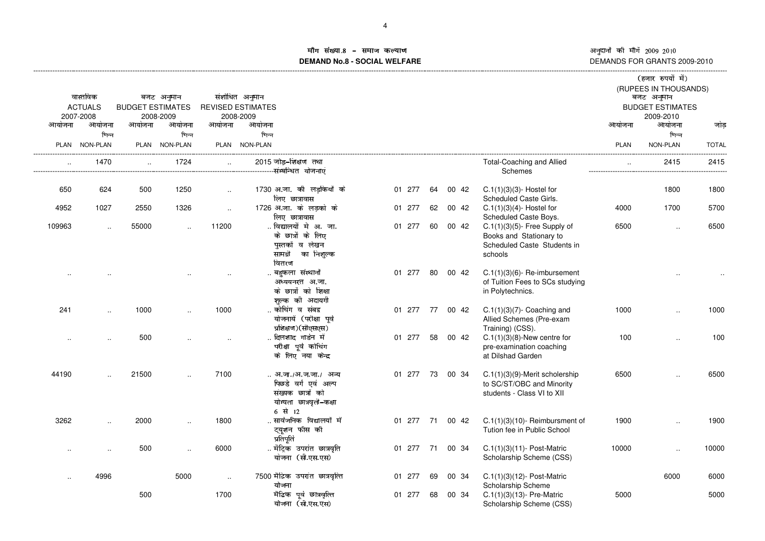# मांग संख्या.8 – समाज कल्याण
# DEMAND No.8 - SOCIAL WELFARE

अनुदानों की मांगें 2009 2010
DEMANDS FOR GRANTS 2009-2010

(हजार रुपयों में)
(RUPEES IN THOUSANDS)

| वास्तविक ACTUALS 2007-2008 | | बजट अनुमान BUDGET ESTIMATES 2008-2009 | | संशोधित अनुमान REVISED ESTIMATES 2008-2009 | | | | | | | | | बजट अनुमान BUDGET ESTIMATES 2009-2010 | | |
|---|---|---|---|---|---|---|---|---|---|---|---|---|---|---|---|
| आयोजना PLAN | आयोजना भिन्न NON-PLAN | आयोजना PLAN | आयोजना भिन्न NON-PLAN | आयोजना PLAN | आयोजना भिन्न NON-PLAN | | | | | | | | आयोजना PLAN | आयोजना भिन्न NON-PLAN | जोड़ TOTAL |
| .. | 1470 | .. | 1724 | .. | 2015 | जोड़–शिक्षण तथा संबन्धित योजनाएं | | | | | | Total-Coaching and Allied Schemes | .. | 2415 | 2415 |
| 650 | 624 | 500 | 1250 | .. | 1730 | अ.जा. की लड़कियों के लिए छात्रावास | 01 | 277 | 64 | 00 | 42 | C.1(1)(3)(3)- Hostel for Scheduled Caste Girls. | | 1800 | 1800 |
| 4952 | 1027 | 2550 | 1326 | .. | 1726 | अ.जा. के लड़को के लिए छात्रावास | 01 | 277 | 62 | 00 | 42 | C.1(1)(3)(4)- Hostel for Scheduled Caste Boys. | 4000 | 1700 | 5700 |
| 109963 | .. | 55000 | .. | 11200 | .. | विद्यालयों मे अ. जा. के छात्रों के लिए पुस्तकों व लेखन सामग्री का निशुल्क वितरण | 01 | 277 | 60 | 00 | 42 | C.1(1)(3)(5)- Free Supply of Books and Stationary to Scheduled Caste Students in schools | 6500 | .. | 6500 |
| .. | .. | .. | .. | .. | .. | बहुकला संस्थानों अध्ययनरत अ.जा. के छात्रों को शिक्षा शुल्क की अदायगी | 01 | 277 | 80 | 00 | 42 | C.1(1)(3)(6)- Re-imbursement of Tuition Fees to SCs studying in Polytechnics. | | .. | .. |
| 241 | .. | 1000 | .. | 1000 | .. | कोचिंग व संबद्व योजनायें (परीक्षा पूर्व प्रशिक्षण)(सीएसएस) | 01 | 277 | 77 | 00 | 42 | C.1(1)(3)(7)- Coaching and Allied Schemes (Pre-exam Training) (CSS). | 1000 | .. | 1000 |
| .. | .. | 500 | .. | .. | .. | दिलशाद गार्डन में परीक्षा पूर्व कोचिंग के लिए नया केन्द्र | 01 | 277 | 58 | 00 | 42 | C.1(1)(3)(8)-New centre for pre-examination coaching at Dilshad Garden | 100 | .. | 100 |
| 44190 | .. | 21500 | .. | 7100 | .. | अ.जा./अ.ज.जा./ अन्य पिछडे वर्ग एवं अल्प संख्यक छात्रों को योग्यता छात्रवृतॆ–कक्षा 6 से 12 | 01 | 277 | 73 | 00 | 34 | C.1(1)(3)(9)-Merit scholership to SC/ST/OBC and Minority students - Class VI to XII | 6500 | .. | 6500 |
| 3262 | .. | 2000 | .. | 1800 | .. | सार्वजनिक विद्यालयों में ट्यूशन फीस की प्रतिपूर्ति | 01 | 277 | 71 | 00 | 42 | C.1(1)(3)(10)- Reimbursment of Tution fee in Public School | 1900 | .. | 1900 |
| .. | .. | 500 | .. | 6000 | .. | मैट्रिक उपरांत छात्रवृति योजना (सी.एस.एस) | 01 | 277 | 71 | 00 | 34 | C.1(1)(3)(11)- Post-Matric Scholarship Scheme (CSS) | 10000 | .. | 10000 |
| .. | 4996 | | 5000 | .. | 7500 | मैट्रिक उपरांत छात्रवृत्ति योजना | 01 | 277 | 69 | 00 | 34 | C.1(1)(3)(12)- Post-Matric Scholarship Scheme | | 6000 | 6000 |
| | | 500 | | 1700 | | मैट्रिक पूर्व छात्रवृत्ति योजना (सी.एस.एस) | 01 | 277 | 68 | 00 | 34 | C.1(1)(3)(13)- Pre-Matric Scholarship Scheme (CSS) | 5000 | | 5000 |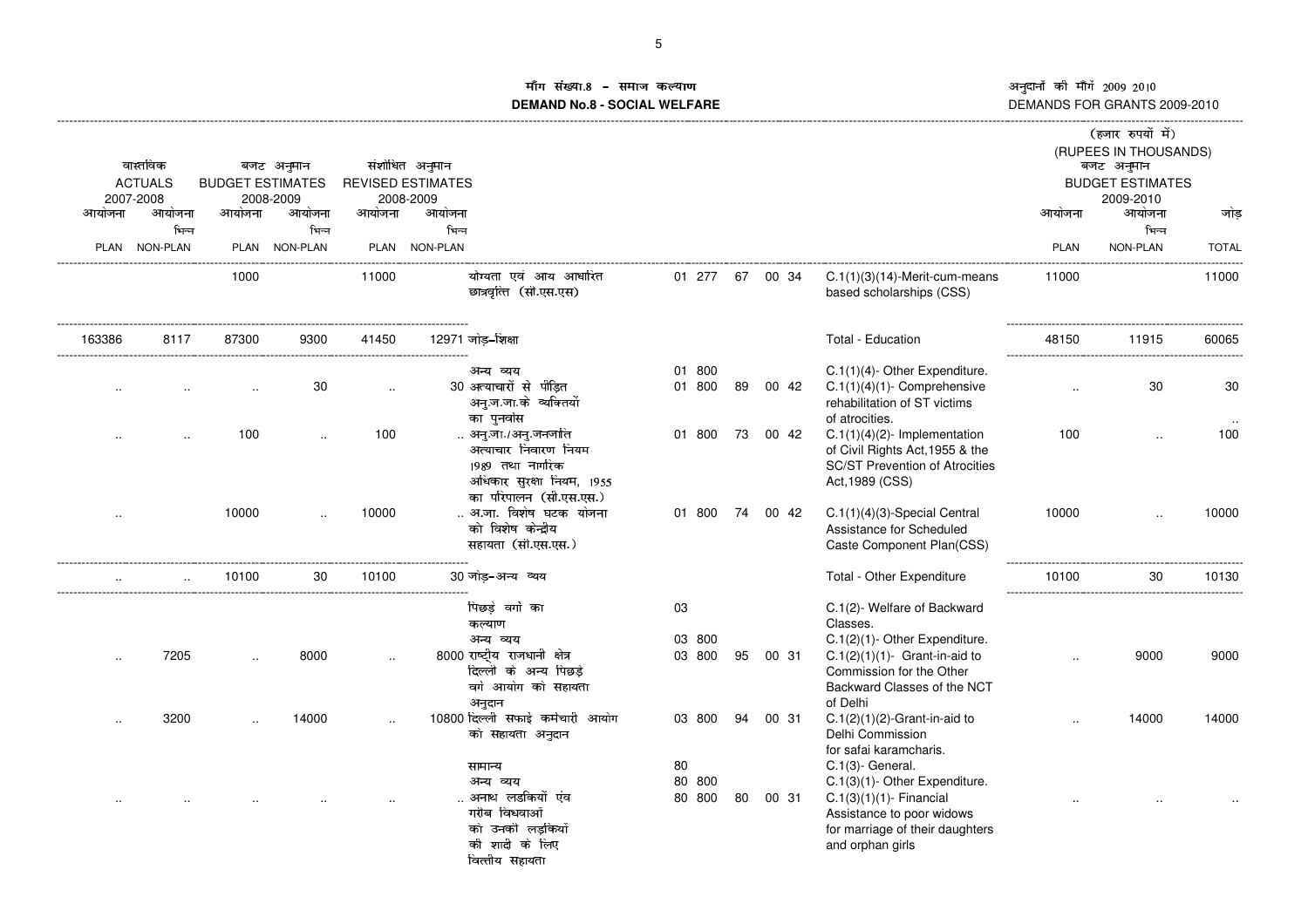# माँग संख्या.8 - समाज कल्याण
## DEMAND No.8 - SOCIAL WELFARE

अनुदानों की माँगें 2009 2010
DEMANDS FOR GRANTS 2009-2010

(हजार रुपयों में)
(RUPEES IN THOUSANDS)

| वास्तविक ACTUALS 2007-2008 | | बजट अनुमान BUDGET ESTIMATES 2008-2009 | | संशोधित अनुमान REVISED ESTIMATES 2008-2009 | | | | | | | | | बजट अनुमान BUDGET ESTIMATES 2009-2010 | | |
|---|---|---|---|---|---|---|---|---|---|---|---|---|---|---|---|
| आयोजना PLAN | आयोजना भिन्न NON-PLAN | आयोजना PLAN | आयोजना भिन्न NON-PLAN | आयोजना PLAN | आयोजना भिन्न NON-PLAN | | | | | | | | आयोजना PLAN | आयोजना भिन्न NON-PLAN | जोड़ TOTAL |
| | | 1000 | | 11000 | | योग्यता एवं आय आधारित छात्रवृत्ति (सी.एस.एस) | 01 | 277 | 67 | 00 | 34 | C.1(1)(3)(14)-Merit-cum-means based scholarships (CSS) | 11000 | | 11000 |
| 163386 | 8117 | 87300 | 9300 | 41450 | 12971 | जोड़-शिक्षा | | | | | | Total - Education | 48150 | 11915 | 60065 |
| | | | | | | अन्य व्यय | 01 | 800 | | | | C.1(1)(4)- Other Expenditure. | | | |
| .. | .. | .. | 30 | .. | 30 | अत्याचारों से पीड़ित अनु.ज.जा.के व्यक्तियों का पुनर्वास | 01 | 800 | 89 | 00 | 42 | C.1(1)(4)(1)- Comprehensive rehabilitation of ST victims of atrocities. | .. | 30 | 30 |
| .. | .. | 100 | .. | 100 | .. | अनु.जा./अनु.जनजाति अत्याचार निवारण नियम 1989 तथा नागरिक अधिकार सुरक्षा नियम, 1955 का परिपालन (सी.एस.एस.) | 01 | 800 | 73 | 00 | 42 | C.1(1)(4)(2)- Implementation of Civil Rights Act,1955 & the SC/ST Prevention of Atrocities Act,1989 (CSS) | 100 | .. | 100 |
| .. | | 10000 | .. | 10000 | .. | अ.जा. विशेष घटक योजना को विशेष केन्द्रीय सहायता (सी.एस.एस.) | 01 | 800 | 74 | 00 | 42 | C.1(1)(4)(3)-Special Central Assistance for Scheduled Caste Component Plan(CSS) | 10000 | .. | 10000 |
| .. | .. | 10100 | 30 | 10100 | 30 | जोड़-अन्य व्यय | | | | | | Total - Other Expenditure | 10100 | 30 | 10130 |
| | | | | | | पिछड़े वर्गो का कल्याण | 03 | | | | | C.1(2)- Welfare of Backward Classes. | | | |
| | | | | | | अन्य व्यय | 03 | 800 | | | | C.1(2)(1)- Other Expenditure. | | | |
| .. | 7205 | .. | 8000 | .. | 8000 | राष्ट्रीय राजधानी क्षेत्र दिल्ली के अन्य पिछड़े वर्ग आयोग को सहायता अनुदान | 03 | 800 | 95 | 00 | 31 | C.1(2)(1)(1)- Grant-in-aid to Commission for the Other Backward Classes of the NCT of Delhi | .. | 9000 | 9000 |
| .. | 3200 | .. | 14000 | .. | 10800 | दिल्ली सफाई कर्मचारी आयोग को सहायता अनुदान | 03 | 800 | 94 | 00 | 31 | C.1(2)(1)(2)-Grant-in-aid to Delhi Commission for safai karamcharis. | .. | 14000 | 14000 |
| | | | | | | सामान्य | 80 | | | | | C.1(3)- General. | | | |
| | | | | | | अन्य व्यय | 80 | 800 | | | | C.1(3)(1)- Other Expenditure. | | | |
| .. | .. | .. | .. | .. | .. | अनाथ लडकियों एंव गरीब विधवाओं को उनकी लड़कियों की शादी के लिए वित्तीय सहायता | 80 | 800 | 80 | 00 | 31 | C.1(3)(1)(1)- Financial Assistance to poor widows for marriage of their daughters and orphan girls | .. | .. | .. |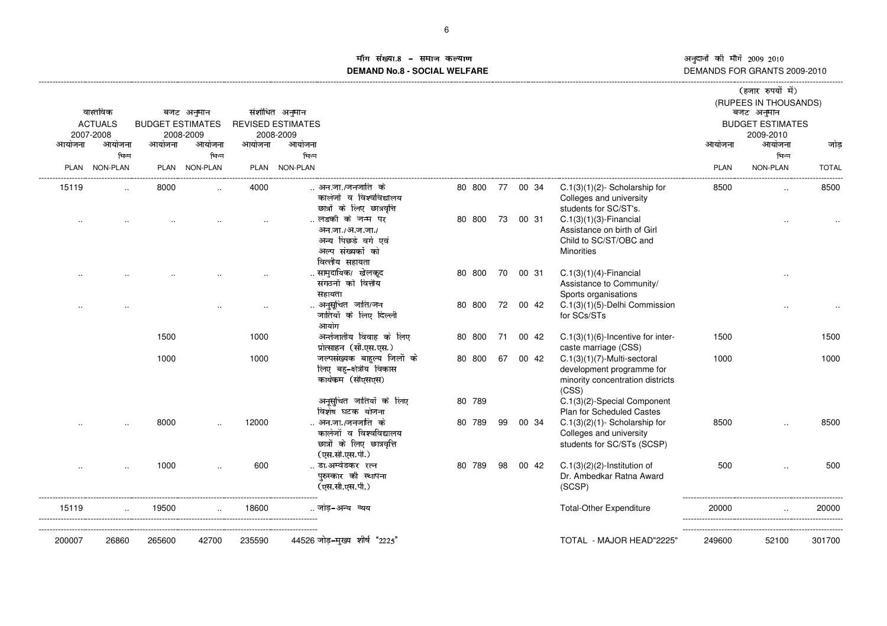# माँग संख्या.8 - समाज कल्याण
## DEMAND No.8 - SOCIAL WELFARE

अनुदानों की माँगें 2009 2010
DEMANDS FOR GRANTS 2009-2010

(हजार रुपयों में)
(RUPEES IN THOUSANDS)

| वास्तविक ACTUALS 2007-2008 | | बजट अनुमान BUDGET ESTIMATES 2008-2009 | | संशोधित अनुमान REVISED ESTIMATES 2008-2009 | | | | | | | | बजट अनुमान BUDGET ESTIMATES 2009-2010 | | |
|---|---|---|---|---|---|---|---|---|---|---|---|---|---|---|
| आयोजना PLAN | आयोजना भिन्न NON-PLAN | आयोजना PLAN | आयोजना भिन्न NON-PLAN | आयोजना PLAN | आयोजना भिन्न NON-PLAN | | | | | | | आयोजना PLAN | आयोजना भिन्न NON-PLAN | जोड़ TOTAL |
| 15119 | .. | 8000 | .. | 4000 | .. | अन.जा./जनजाति के कालेजों व विश्वविद्यालय छात्रों के लिए छात्रवृत्ति | 80 800 | 77 | 00 34 | C.1(3)(1)(2)- Scholarship for Colleges and university students for SC/ST's. | | 8500 | .. | 8500 |
| .. | .. | .. | .. | .. | .. | लडकी के जन्म पर अन.जा./अ.ज.जा./ अन्य पिछडे वर्ग एवं अल्प संख्यकों को वित्तीय सहायता | 80 800 | 73 | 00 31 | C.1(3)(1)(3)-Financial Assistance on birth of Girl Child to SC/ST/OBC and Minorities | | | .. | .. |
| .. | .. | .. | .. | .. | .. | सामुदायिक/ खेलकूद संगठनो को वित्तीय सहायता | 80 800 | 70 | 00 31 | C.1(3)(1)(4)-Financial Assistance to Community/ Sports organisations | | | .. | |
| .. | .. | | .. | .. | .. | अनुसूचित जाति/जन जातियों के लिए दिल्ली आयोग | 80 800 | 72 | 00 42 | C.1(3)(1)(5)-Delhi Commission for SCs/STs | | | .. | .. |
| | | 1500 | | 1000 | | अन्तंजातीय विवाह के लिए प्रोत्साहन (सी.एस.एस.) | 80 800 | 71 | 00 42 | C.1(3)(1)(6)-Incentive for inter-caste marriage (CSS) | | 1500 | | 1500 |
| | | 1000 | | 1000 | | जल्पसंख्यक बाहुल्य जिलों के लिए बहु-क्षेत्रीय विकास कार्यक्रम (सीएसएस) | 80 800 | 67 | 00 42 | C.1(3)(1)(7)-Multi-sectoral development programme for minority concentration districts (CSS) | | 1000 | | 1000 |
| | | | | | | अनूसूचित जातियों के लिए विशेष घटक योजना | 80 789 | | | C.1(3)(2)-Special Component Plan for Scheduled Castes | | | | |
| .. | .. | 8000 | .. | 12000 | .. | अन.जा./जनजाति के कालेजों व विश्वविद्यालय छात्रों के लिए छात्रवृत्ति (एस.सी.एस.पी.) | 80 789 | 99 | 00 34 | C.1(3)(2)(1)- Scholarship for Colleges and university students for SC/STs (SCSP) | | 8500 | .. | 8500 |
| .. | .. | 1000 | .. | 600 | .. | डा.अम्बेडकर रत्न पुरुस्कार की स्थापना (एस.सी.एस.पी.) | 80 789 | 98 | 00 42 | C.1(3)(2)(2)-Institution of Dr. Ambedkar Ratna Award (SCSP) | | 500 | .. | 500 |
| 15119 | .. | 19500 | .. | 18600 | .. | जोड़-अन्य व्यय | | | | Total-Other Expenditure | | 20000 | .. | 20000 |
| 200007 | 26860 | 265600 | 42700 | 235590 | 44526 | जोड़-मुख्य शीर्ष "2225" | | | | TOTAL - MAJOR HEAD"2225" | | 249600 | 52100 | 301700 |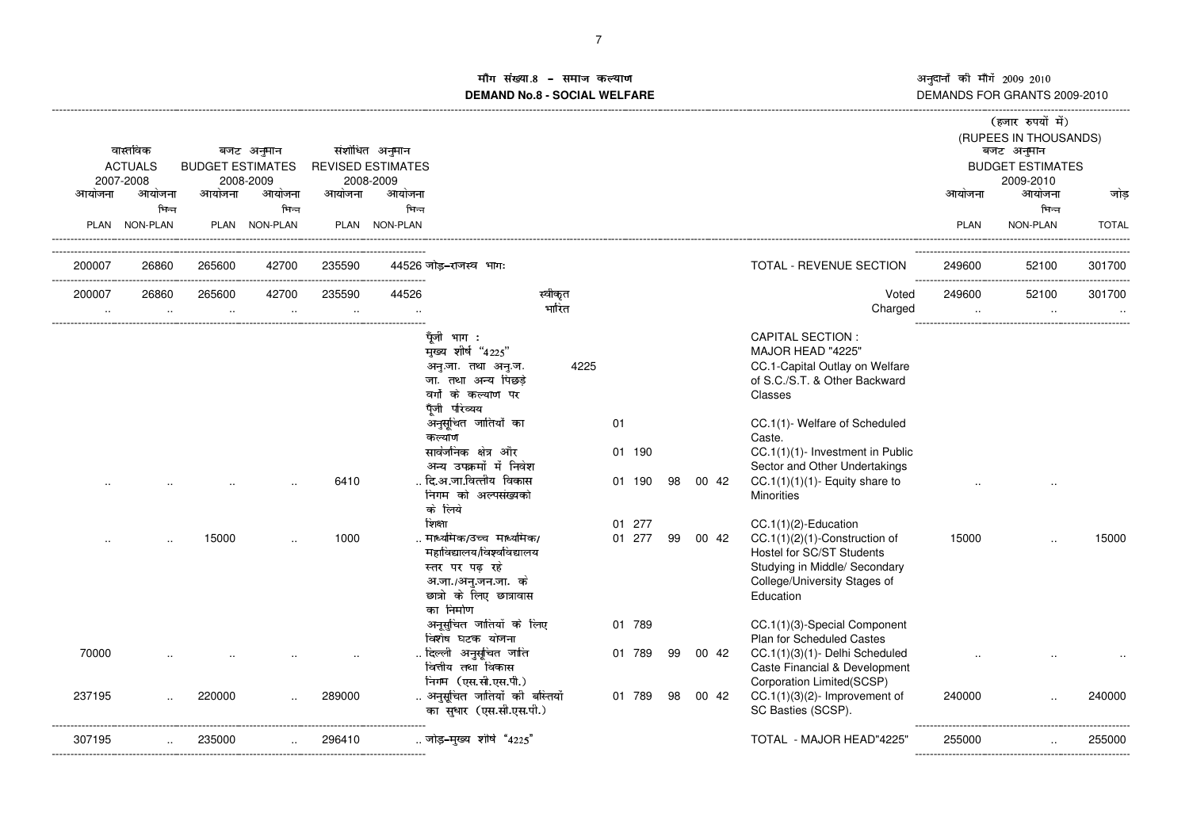# मॉंग संख्या.8 - समाज कल्याण
# DEMAND No.8 - SOCIAL WELFARE

अनुदानों की मॉंगें 2009 2010
DEMANDS FOR GRANTS 2009-2010

(हजार रुपयों में)
(RUPEES IN THOUSANDS)

| वास्तविक ACTUALS 2007-2008 | | बजट अनुमान BUDGET ESTIMATES 2008-2009 | | संशोधित अनुमान REVISED ESTIMATES 2008-2009 | | | | | | | | बजट अनुमान BUDGET ESTIMATES 2009-2010 | | |
|---|---|---|---|---|---|---|---|---|---|---|---|---|---|---|
| आयोजना PLAN | आयोजना भिन्न NON-PLAN | आयोजना PLAN | आयोजना भिन्न NON-PLAN | आयोजना PLAN | आयोजना भिन्न NON-PLAN | | | | | | | आयोजना PLAN | आयोजना भिन्न NON-PLAN | जोड़ TOTAL |
| 200007 | 26860 | 265600 | 42700 | 235590 | 44526 | जोड़-राजस्व भाग: | | | | | TOTAL - REVENUE SECTION | 249600 | 52100 | 301700 |
| 200007 | 26860 | 265600 | 42700 | 235590 | 44526 | स्वीकृत | | | | | Voted | 249600 | 52100 | 301700 |
| .. | .. | .. | .. | .. | .. | भारित | | | | | Charged | .. | .. | .. |
| | | | | | | पूँजी भाग : | | | | | CAPITAL SECTION : | | | |
| | | | | | | मुख्य शीर्ष "4225" | | | | | MAJOR HEAD "4225" | | | |
| | | | | | | अनु.जा. तथा अनु.ज. जा. तथा अन्य पिछड़े वर्गों के कल्याण पर पूँजी परिव्यय | 4225 | | | | CC.1-Capital Outlay on Welfare of S.C./S.T. & Other Backward Classes | | | |
| | | | | | | अनुसूचित जातियों का कल्याण | 01 | | | | CC.1(1)- Welfare of Scheduled Caste. | | | |
| | | | | | | सार्वजनिक क्षेत्र और अन्य उपक्रमों में निवेश | 01 | 190 | | | CC.1(1)(1)- Investment in Public Sector and Other Undertakings | | | |
| .. | .. | .. | .. | 6410 | .. | दि.अ.जा.वित्तीय विकास निगम को अल्पसंख्यको के लिये | 01 | 190 | 98 | 00 42 | CC.1(1)(1)(1)- Equity share to Minorities | .. | .. | |
| | | | | | | शिक्षा | 01 | 277 | | | CC.1(1)(2)-Education | | | |
| .. | .. | 15000 | .. | 1000 | .. | माध्यमिक/उच्च माध्यमिक/महाविद्यालय/विश्वविद्यालय स्तर पर पढ़ रहे अ.जा./अनु.जन.जा. के छात्रो के लिए छात्रावास का निर्माण | 01 | 277 | 99 | 00 42 | CC.1(1)(2)(1)-Construction of Hostel for SC/ST Students Studying in Middle/ Secondary College/University Stages of Education | 15000 | .. | 15000 |
| | | | | | | अनुसूचित जातियों के लिए विशेष घटक योजना | 01 | 789 | | | CC.1(1)(3)-Special Component Plan for Scheduled Castes | | | |
| 70000 | .. | .. | .. | .. | .. | दिल्ली अनुसूचित जाति वित्तीय तथा विकास निगम (एस.सी.एस.पी.) | 01 | 789 | 99 | 00 42 | CC.1(1)(3)(1)- Delhi Scheduled Caste Financial & Development Corporation Limited(SCSP) | .. | .. | .. |
| 237195 | .. | 220000 | .. | 289000 | .. | अनुसूचित जातियों की बस्तियों का सुधार (एस.सी.एस.पी.) | 01 | 789 | 98 | 00 42 | CC.1(1)(3)(2)- Improvement of SC Basties (SCSP). | 240000 | .. | 240000 |
| 307195 | .. | 235000 | .. | 296410 | .. | जोड़-मुख्य शीर्ष "4225" | | | | | TOTAL - MAJOR HEAD"4225" | 255000 | .. | 255000 |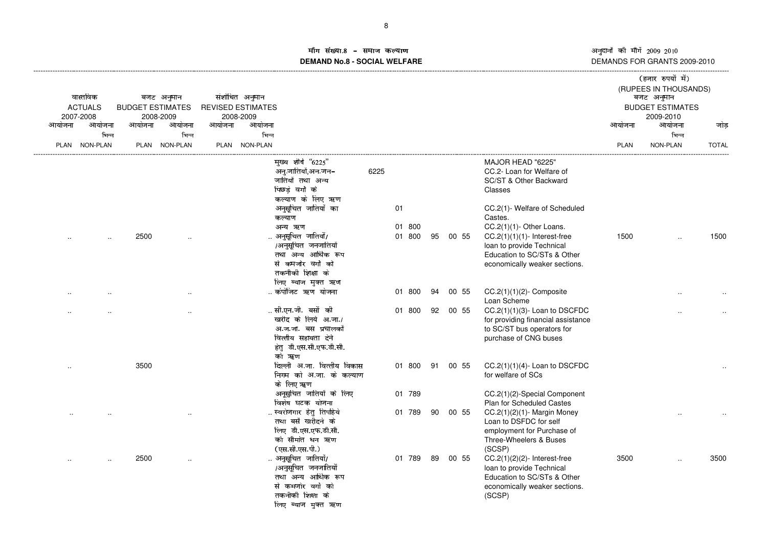## माँग संख्या.8 – समाज कल्याण
## DEMAND No.8 - SOCIAL WELFARE

अनुदानों की माँगें 2009 2010
DEMANDS FOR GRANTS 2009-2010

(हजार रुपयों में)
(RUPEES IN THOUSANDS)

| वास्तविक ACTUALS 2007-2008 | | बजट अनुमान BUDGET ESTIMATES 2008-2009 | | संशोधित अनुमान REVISED ESTIMATES 2008-2009 | | | | | | | | | बजट अनुमान BUDGET ESTIMATES 2009-2010 | | |
|---|---|---|---|---|---|---|---|---|---|---|---|---|---|---|---|
| आयोजना PLAN | आयोजना भिन्न NON-PLAN | आयोजना PLAN | आयोजना भिन्न NON-PLAN | आयोजना PLAN | आयोजना भिन्न NON-PLAN | | | | | | | | आयोजना PLAN | आयोजना भिन्न NON-PLAN | जोड़ TOTAL |
| | | | | | | मुख्य शीर्ष "6225" अनु.जातियों,अन.जन- जातियों तथा अन्य पिछड़े वर्गों के कल्याण के लिए ऋण | 6225 | | | | | MAJOR HEAD "6225" CC.2- Loan for Welfare of SC/ST & Other Backward Classes | | | |
| | | | | | | अनुसूचित जातियों का कल्याण | | 01 | | | | CC.2(1)- Welfare of Scheduled Castes. | | | |
| | | | | | | अन्य ऋण | | 01 | 800 | | | CC.2(1)(1)- Other Loans. | | | |
| .. | .. | 2500 | .. | | .. | अनुसूचित जातियों/ /अनुसूचित जनजातियों तथा अन्य आर्थिक रूप से कमजोर वर्गों को तकनीकी शिक्षा के लिए ब्याज मुक्त ऋण | | 01 | 800 | 95 | 00 55 | CC.2(1)(1)(1)- Interest-free loan to provide Technical Education to SC/STs & Other economically weaker sections. | 1500 | .. | 1500 |
| .. | .. | | .. | | .. | कंपोजिट ऋण योजना | | 01 | 800 | 94 | 00 55 | CC.2(1)(1)(2)- Composite Loan Scheme | | .. | .. |
| .. | .. | | .. | | .. | सी.एन.जी. बसों की खरीद के लिये अ.जा./ अ.ज.जा. बस प्रचालकों वित्तीय सहायता देने हेतु डी.एस.सी.एफ.डी.सी. को ऋण | | 01 | 800 | 92 | 00 55 | CC.2(1)(1)(3)- Loan to DSCFDC for providing financial assistance to SC/ST bus operators for purchase of CNG buses | | .. | .. |
| .. | | 3500 | | | | दिल्ली अ.जा. वित्तीय विकास निगम को अ.जा. के कल्याण के लिए ऋण | | 01 | 800 | 91 | 00 55 | CC.2(1)(1)(4)- Loan to DSCFDC for welfare of SCs | | | .. |
| | | | | | | अनुसूचित जातियों के लिए विशेष घटक योजना | | 01 | 789 | | | CC.2(1)(2)-Special Component Plan for Scheduled Castes | | | |
| .. | .. | | .. | | .. | स्वरोजगार हेतु तिपहिये तथा बसें खरीदने के लिए डी.एस.एफ.डी.सी. को सीमांत धन ऋण (एस.सी.एस.पी.) | | 01 | 789 | 90 | 00 55 | CC.2(1)(2)(1)- Margin Money Loan to DSFDC for self employment for Purchase of Three-Wheelers & Buses (SCSP) | | .. | .. |
| .. | .. | 2500 | .. | | .. | अनुसूचित जातियों/ /अनुसूचित जनजातियों तथा अन्य आर्थिक रूप से कमजोर वर्गों को तकनीकी शिक्षा के लिए ब्याज मुक्त ऋण | | 01 | 789 | 89 | 00 55 | CC.2(1)(2)(2)- Interest-free loan to provide Technical Education to SC/STs & Other economically weaker sections. (SCSP) | 3500 | .. | 3500 |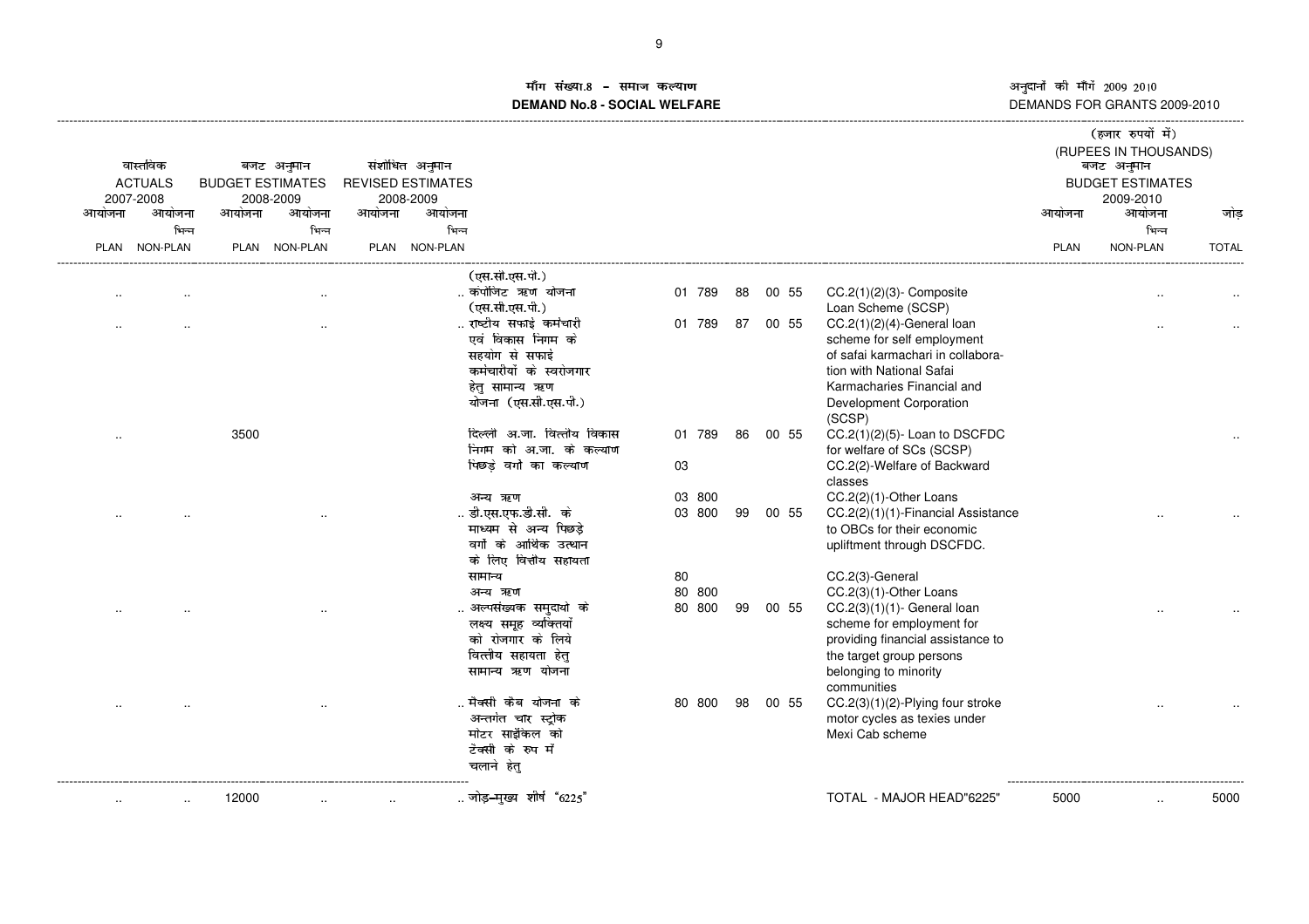# माँग संख्या.8 – समाज कल्याण
# DEMAND No.8 - SOCIAL WELFARE

अनुदानों की माँगें 2009 2010
DEMANDS FOR GRANTS 2009-2010

(हजार रुपयों में)
(RUPEES IN THOUSANDS)

| वास्तविक ACTUALS 2007-2008 | | बजट अनुमान BUDGET ESTIMATES 2008-2009 | | संशोधित अनुमान REVISED ESTIMATES 2008-2009 | | | | | | | | बजट अनुमान BUDGET ESTIMATES 2009-2010 | | |
|---|---|---|---|---|---|---|---|---|---|---|---|---|---|---|
| आयोजना PLAN | आयोजना भिन्न NON-PLAN | आयोजना PLAN | आयोजना भिन्न NON-PLAN | आयोजना PLAN | आयोजना भिन्न NON-PLAN | | | | | | | आयोजना PLAN | आयोजना भिन्न NON-PLAN | जोड़ TOTAL |
| | | | | | | (एस.सी.एस.पी.) | | | | | | | | |
| .. | .. | | .. | | .. | कंपोजिट ऋण योजना (एस.सी.एस.पी.) | 01 789 | 88 | 00 55 | | CC.2(1)(2)(3)- Composite Loan Scheme (SCSP) | | .. | .. |
| .. | .. | | .. | | .. | राष्ट्रीय सफाई कर्मचारी एवं विकास निगम के सहयोग से सफाई कर्मचारीयों के स्वरोजगार हेतु सामान्य ऋण योजना (एस.सी.एस.पी.) | 01 789 | 87 | 00 55 | | CC.2(1)(2)(4)-General loan scheme for self employment of safai karmachari in collaboration with National Safai Karmacharies Financial and Development Corporation (SCSP) | | .. | .. |
| .. | | 3500 | | | | दिल्ली अ.जा. वित्तीय विकास निगम को अ.जा. के कल्याण | 01 789 | 86 | 00 55 | | CC.2(1)(2)(5)- Loan to DSCFDC for welfare of SCs (SCSP) | | | .. |
| | | | | | | पिछड़े वर्गो का कल्याण | 03 | | | | CC.2(2)-Welfare of Backward classes | | | |
| | | | | | | अन्य ऋण | 03 800 | | | | CC.2(2)(1)-Other Loans | | | |
| .. | .. | | .. | | .. | डी.एस.एफ.डी.सी. के माध्यम से अन्य पिछड़े वर्गो के आर्थिक उत्थान के लिए वित्तीय सहायता | 03 800 | 99 | 00 55 | | CC.2(2)(1)(1)-Financial Assistance to OBCs for their economic upliftment through DSCFDC. | | .. | .. |
| | | | | | | सामान्य | 80 | | | | CC.2(3)-General | | | |
| | | | | | | अन्य ऋण | 80 800 | | | | CC.2(3)(1)-Other Loans | | | |
| .. | .. | | .. | | .. | अल्पसंख्यक समुदायो के लक्ष्य समूह व्यक्तियों को रोजगार के लिये वित्तीय सहायता हेतु सामान्य ऋण योजना | 80 800 | 99 | 00 55 | | CC.2(3)(1)(1)- General loan scheme for employment for providing financial assistance to the target group persons belonging to minority communities | | .. | .. |
| .. | .. | | .. | | .. | मैक्सी कैब योजना के अन्तर्गत चार स्ट्रोक मोटर साईकिल को टेक्सी के रुप में चलाने हेतु | 80 800 | 98 | 00 55 | | CC.2(3)(1)(2)-Plying four stroke motor cycles as texies under Mexi Cab scheme | | .. | .. |
| .. | .. | 12000 | .. | .. | .. | जोड़-मुख्य शीर्ष "6225" | | | | | TOTAL - MAJOR HEAD"6225" | 5000 | .. | 5000 |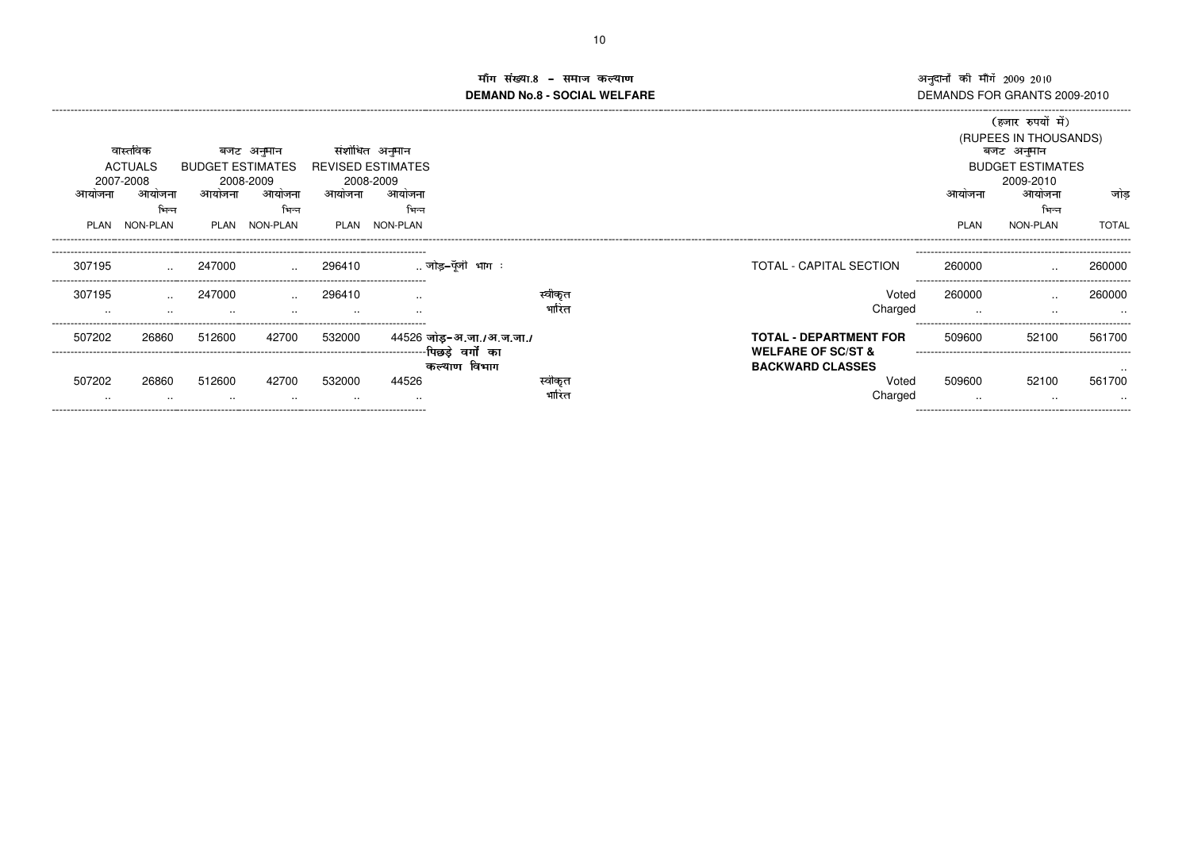**माँग संख्या.8 - समाज कल्याण**
**DEMAND No.8 - SOCIAL WELFARE**

अनुदानों की माँगें 2009 2010
DEMANDS FOR GRANTS 2009-2010

(हजार रुपयों में)
(RUPEES IN THOUSANDS)

| वास्तविक ACTUALS 2007-2008 | | बजट अनुमान BUDGET ESTIMATES 2008-2009 | | संशोधित अनुमान REVISED ESTIMATES 2008-2009 | | | | बजट अनुमान BUDGET ESTIMATES 2009-2010 | | |
|---|---|---|---|---|---|---|---|---|---|---|
| आयोजना PLAN | आयोजना भिन्न NON-PLAN | आयोजना PLAN | आयोजना भिन्न NON-PLAN | आयोजना PLAN | आयोजना भिन्न NON-PLAN | | | आयोजना PLAN | आयोजना भिन्न NON-PLAN | जोड़ TOTAL |
| 307195 | .. | 247000 | .. | 296410 | .. | जोड़-पूँजी भाग : | TOTAL - CAPITAL SECTION | 260000 | .. | 260000 |
| 307195 | .. | 247000 | .. | 296410 | .. | स्वीकृत | Voted | 260000 | .. | 260000 |
| .. | .. | .. | .. | .. | .. | भारित | Charged | .. | .. | .. |
| 507202 | 26860 | 512600 | 42700 | 532000 | 44526 | **जोड़-अ.जा./अ.ज.जा./पिछड़े वर्गों का कल्याण विभाग** | **TOTAL - DEPARTMENT FOR WELFARE OF SC/ST & BACKWARD CLASSES** | 509600 | 52100 | 561700 |
| | | | | | | | | | | .. |
| 507202 | 26860 | 512600 | 42700 | 532000 | 44526 | स्वीकृत | Voted | 509600 | 52100 | 561700 |
| .. | .. | .. | .. | .. | .. | भारित | Charged | .. | .. | .. |